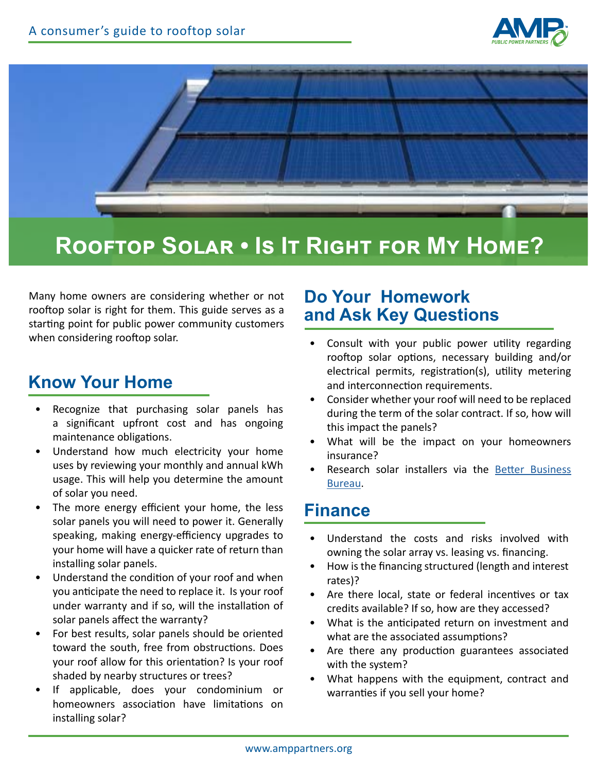A consumer's guide to rooftop solar

# Rooftop Solar • Is It Right for My Home?

Many home owners are considering whether or not rooftop solar is right for them. This guide serves as a starting point for public power community customers when considering rooftop solar.

## Know Your Home

- Recognize that purchasing solar panels has a significant upfront cost and has ongoing maintenance obligations.
- Understand how much electricity your home uses by reviewing your monthly and annual kWh usage. This will help you determine the amount of solar you need.
- The more energy efficient your home, the less solar panels you will need to power it. Generally speaking, making energy-efficiency upgrades to your home will have a quicker rate of return than installing solar panels.
- Understand the condition of your roof and when you anticipate the need to replace it. Is your roof under warranty and if so, will the installation of solar panels affect the warranty?
- For best results, solar panels should be oriented toward the south, free from obstructions. Does your roof allow for this orientation? Is your roof shaded by nearby structures or trees?
- If applicable, does your condominium or homeowners association have limitations on installing solar?

## Do Your Homework and Ask Key Questions

- Consult with your public power utility regarding rooftop solar options, necessary building and/or electrical permits, registration(s), utility metering and interconnection requirements.
- Consider whether your roof will need to be replaced during the term of the solar contract. If so, how will this impact the panels?
- What will be the impact on your homeowners insurance?
- Research solar installers via the Better Business Bureau.

## Finance

- Understand the costs and risks involved with owning the solar array vs. leasing vs. financing.
- How is the financing structured (length and interest rates)?
- Are there local, state or federal incentives or tax credits available? If so, how are they accessed?
- What is the anticipated return on investment and what are the associated assumptions?
- Are there any production guarantees associated with the system?
- What happens with the equipment, contract and warranties if you sell your home?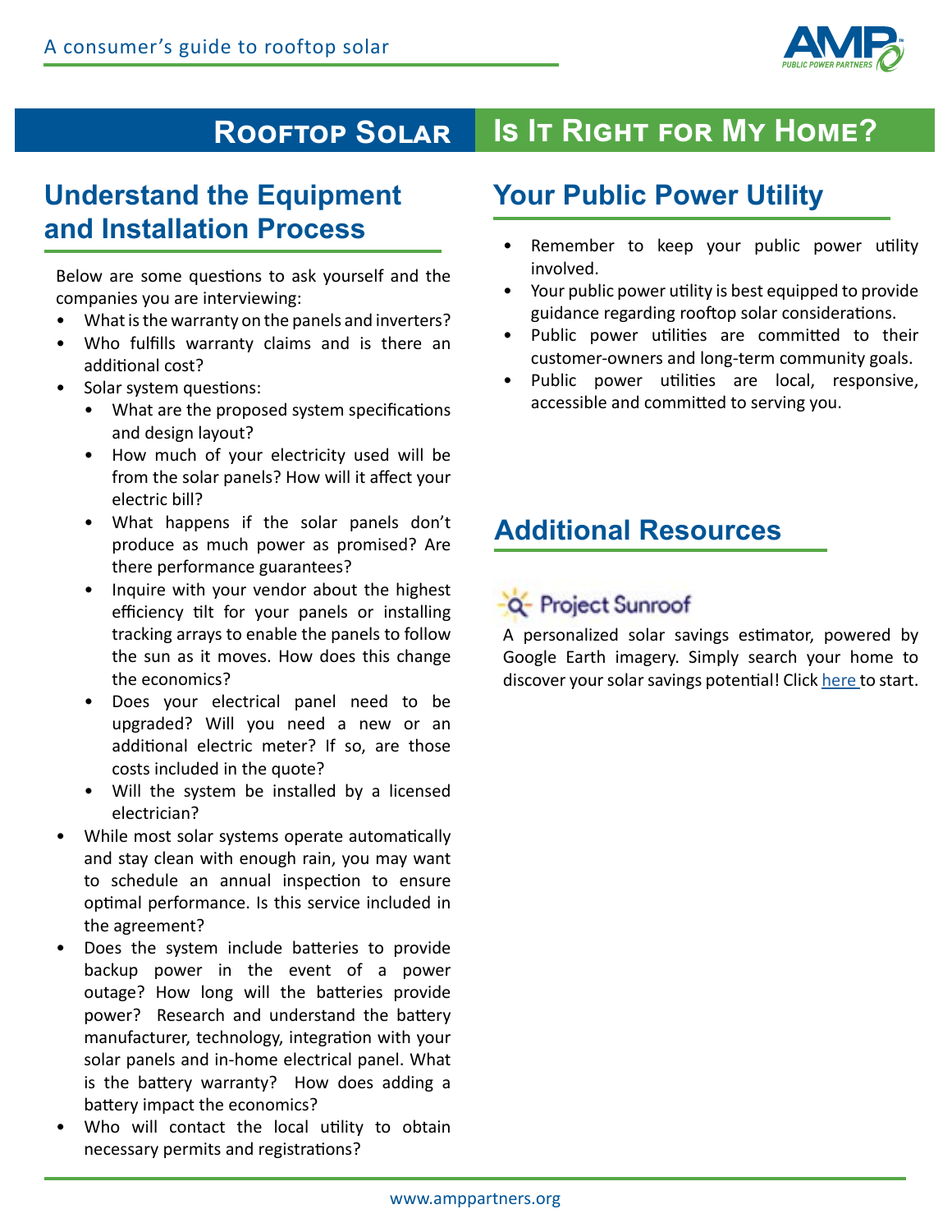## Rooftop Solar Is It Right for My Home?

### Understand the Equipment and Installation Process

Below are some questions to ask yourself and the companies you are interviewing:

- What is the warranty on the panels and inverters?
- Who fulfills warranty claims and is there an additional cost?
- Solar system questions:
  - What are the proposed system specifications and design layout?
  - How much of your electricity used will be from the solar panels? How will it affect your electric bill?
  - What happens if the solar panels don't produce as much power as promised? Are there performance guarantees?
  - Inquire with your vendor about the highest efficiency tilt for your panels or installing tracking arrays to enable the panels to follow the sun as it moves. How does this change the economics?
  - Does your electrical panel need to be upgraded? Will you need a new or an additional electric meter? If so, are those costs included in the quote?
  - Will the system be installed by a licensed electrician?
- While most solar systems operate automatically and stay clean with enough rain, you may want to schedule an annual inspection to ensure optimal performance. Is this service included in the agreement?
- Does the system include batteries to provide backup power in the event of a power outage? How long will the batteries provide power? Research and understand the battery manufacturer, technology, integration with your solar panels and in-home electrical panel. What is the battery warranty? How does adding a battery impact the economics?
- Who will contact the local utility to obtain necessary permits and registrations?

### Your Public Power Utility

- Remember to keep your public power utility involved.
- Your public power utility is best equipped to provide guidance regarding rooftop solar considerations.
- Public power utilities are committed to their customer-owners and long-term community goals.
- Public power utilities are local, responsive, accessible and committed to serving you.

### Additional Resources

**Project Sunroof**

A personalized solar savings estimator, powered by Google Earth imagery. Simply search your home to discover your solar savings potential! Click here to start.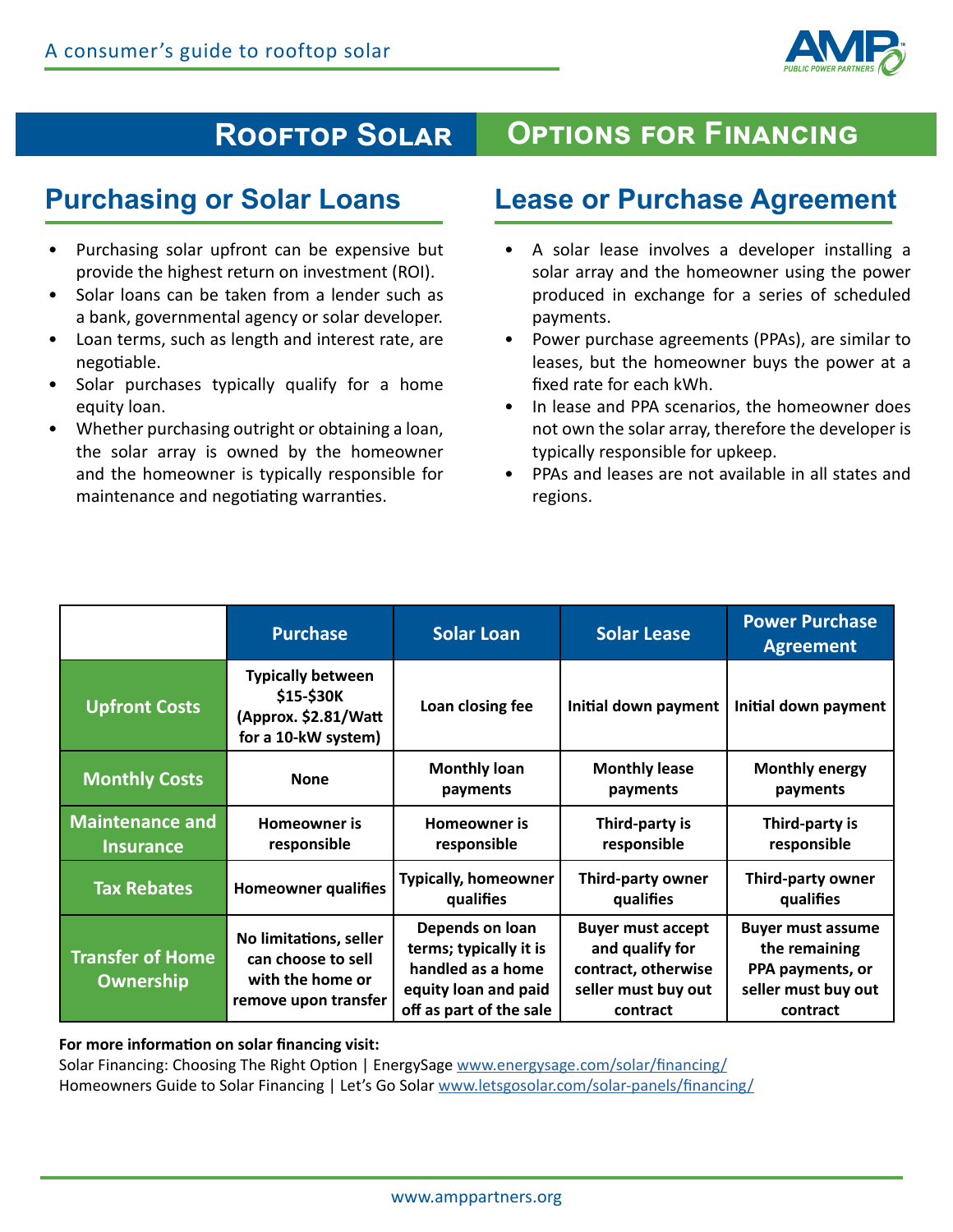# Rooftop Solar Options for Financing

## Purchasing or Solar Loans

- Purchasing solar upfront can be expensive but provide the highest return on investment (ROI).
- Solar loans can be taken from a lender such as a bank, governmental agency or solar developer.
- Loan terms, such as length and interest rate, are negotiable.
- Solar purchases typically qualify for a home equity loan.
- Whether purchasing outright or obtaining a loan, the solar array is owned by the homeowner and the homeowner is typically responsible for maintenance and negotiating warranties.

## Lease or Purchase Agreement

- A solar lease involves a developer installing a solar array and the homeowner using the power produced in exchange for a series of scheduled payments.
- Power purchase agreements (PPAs), are similar to leases, but the homeowner buys the power at a fixed rate for each kWh.
- In lease and PPA scenarios, the homeowner does not own the solar array, therefore the developer is typically responsible for upkeep.
- PPAs and leases are not available in all states and regions.

| | Purchase | Solar Loan | Solar Lease | Power Purchase Agreement |
|---|---|---|---|---|
| Upfront Costs | Typically between $15-$30K (Approx. $2.81/Watt for a 10-kW system) | Loan closing fee | Initial down payment | Initial down payment |
| Monthly Costs | None | Monthly loan payments | Monthly lease payments | Monthly energy payments |
| Maintenance and Insurance | Homeowner is responsible | Homeowner is responsible | Third-party is responsible | Third-party is responsible |
| Tax Rebates | Homeowner qualifies | Typically, homeowner qualifies | Third-party owner qualifies | Third-party owner qualifies |
| Transfer of Home Ownership | No limitations, seller can choose to sell with the home or remove upon transfer | Depends on loan terms; typically it is handled as a home equity loan and paid off as part of the sale | Buyer must accept and qualify for contract, otherwise seller must buy out contract | Buyer must assume the remaining PPA payments, or seller must buy out contract |

**For more information on solar financing visit:**

Solar Financing: Choosing The Right Option | EnergySage www.energysage.com/solar/financing/

Homeowners Guide to Solar Financing | Let's Go Solar www.letsgosolar.com/solar-panels/financing/